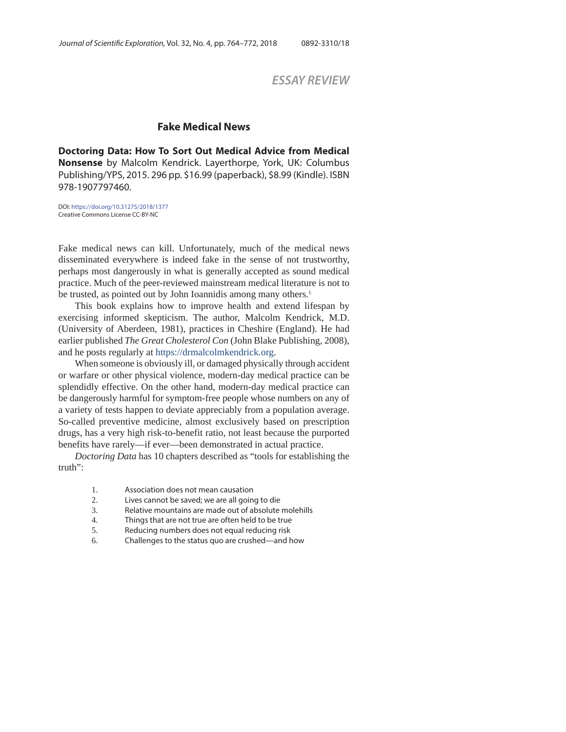*ESSAY REVIEW*

## Fake Medical News

**Doctoring Data: How To Sort Out Medical Advice from Medical Nonsense** by Malcolm Kendrick. Layerthorpe, York, UK: Columbus Publishing/YPS, 2015. 296 pp. $16.99 (paperback), $8.99 (Kindle). ISBN 978-1907797460.

DOI: https://doi.org/10.31275/2018/1377
Creative Commons License CC-BY-NC

Fake medical news can kill. Unfortunately, much of the medical news disseminated everywhere is indeed fake in the sense of not trustworthy, perhaps most dangerously in what is generally accepted as sound medical practice. Much of the peer-reviewed mainstream medical literature is not to be trusted, as pointed out by John Ioannidis among many others.[1]

This book explains how to improve health and extend lifespan by exercising informed skepticism. The author, Malcolm Kendrick, M.D. (University of Aberdeen, 1981), practices in Cheshire (England). He had earlier published *The Great Cholesterol Con* (John Blake Publishing, 2008), and he posts regularly at https://drmalcolmkendrick.org.

When someone is obviously ill, or damaged physically through accident or warfare or other physical violence, modern-day medical practice can be splendidly effective. On the other hand, modern-day medical practice can be dangerously harmful for symptom-free people whose numbers on any of a variety of tests happen to deviate appreciably from a population average. So-called preventive medicine, almost exclusively based on prescription drugs, has a very high risk-to-benefit ratio, not least because the purported benefits have rarely—if ever—been demonstrated in actual practice.

*Doctoring Data* has 10 chapters described as "tools for establishing the truth":

1. Association does not mean causation
2. Lives cannot be saved; we are all going to die
3. Relative mountains are made out of absolute molehills
4. Things that are not true are often held to be true
5. Reducing numbers does not equal reducing risk
6. Challenges to the status quo are crushed—and how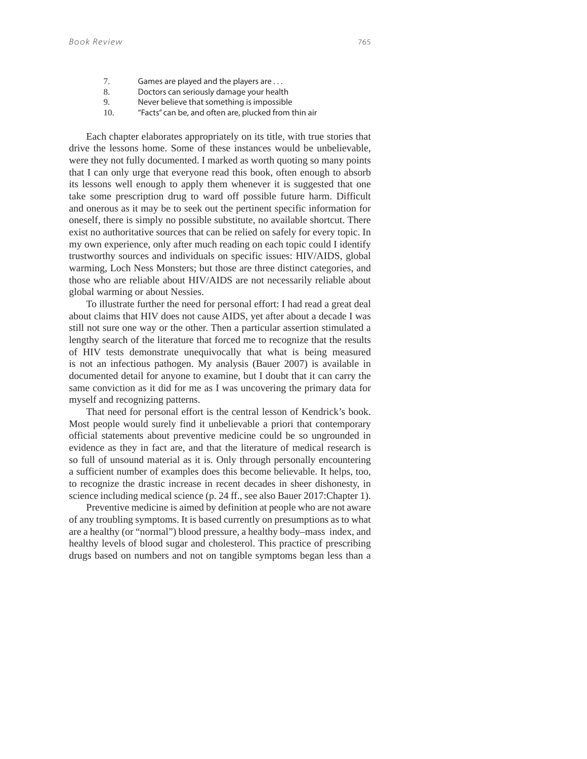7. Games are played and the players are . . .
8. Doctors can seriously damage your health
9. Never believe that something is impossible
10. "Facts" can be, and often are, plucked from thin air

Each chapter elaborates appropriately on its title, with true stories that drive the lessons home. Some of these instances would be unbelievable, were they not fully documented. I marked as worth quoting so many points that I can only urge that everyone read this book, often enough to absorb its lessons well enough to apply them whenever it is suggested that one take some prescription drug to ward off possible future harm. Difficult and onerous as it may be to seek out the pertinent specific information for oneself, there is simply no possible substitute, no available shortcut. There exist no authoritative sources that can be relied on safely for every topic. In my own experience, only after much reading on each topic could I identify trustworthy sources and individuals on specific issues: HIV/AIDS, global warming, Loch Ness Monsters; but those are three distinct categories, and those who are reliable about HIV/AIDS are not necessarily reliable about global warming or about Nessies.

To illustrate further the need for personal effort: I had read a great deal about claims that HIV does not cause AIDS, yet after about a decade I was still not sure one way or the other. Then a particular assertion stimulated a lengthy search of the literature that forced me to recognize that the results of HIV tests demonstrate unequivocally that what is being measured is not an infectious pathogen. My analysis (Bauer 2007) is available in documented detail for anyone to examine, but I doubt that it can carry the same conviction as it did for me as I was uncovering the primary data for myself and recognizing patterns.

That need for personal effort is the central lesson of Kendrick's book. Most people would surely find it unbelievable a priori that contemporary official statements about preventive medicine could be so ungrounded in evidence as they in fact are, and that the literature of medical research is so full of unsound material as it is. Only through personally encountering a sufficient number of examples does this become believable. It helps, too, to recognize the drastic increase in recent decades in sheer dishonesty, in science including medical science (p. 24 ff., see also Bauer 2017:Chapter 1).

Preventive medicine is aimed by definition at people who are not aware of any troubling symptoms. It is based currently on presumptions as to what are a healthy (or "normal") blood pressure, a healthy body–mass index, and healthy levels of blood sugar and cholesterol. This practice of prescribing drugs based on numbers and not on tangible symptoms began less than a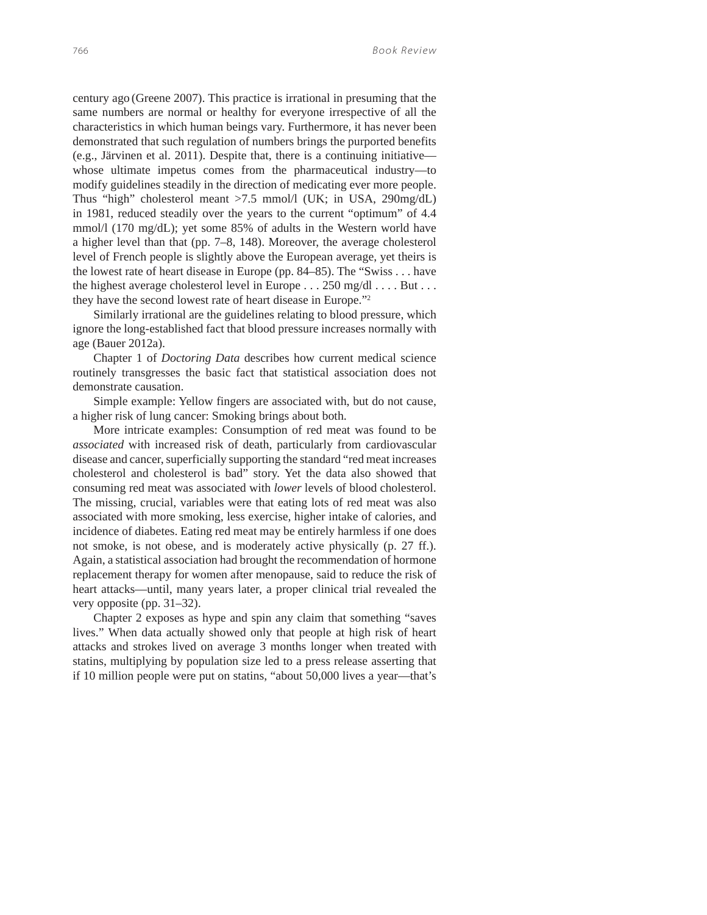century ago (Greene 2007). This practice is irrational in presuming that the same numbers are normal or healthy for everyone irrespective of all the characteristics in which human beings vary. Furthermore, it has never been demonstrated that such regulation of numbers brings the purported benefits (e.g., Järvinen et al. 2011). Despite that, there is a continuing initiative—whose ultimate impetus comes from the pharmaceutical industry—to modify guidelines steadily in the direction of medicating ever more people. Thus "high" cholesterol meant >7.5 mmol/l (UK; in USA, 290mg/dL) in 1981, reduced steadily over the years to the current "optimum" of 4.4 mmol/l (170 mg/dL); yet some 85% of adults in the Western world have a higher level than that (pp. 7–8, 148). Moreover, the average cholesterol level of French people is slightly above the European average, yet theirs is the lowest rate of heart disease in Europe (pp. 84–85). The "Swiss . . . have the highest average cholesterol level in Europe . . . 250 mg/dl . . . . But . . . they have the second lowest rate of heart disease in Europe."[2]

Similarly irrational are the guidelines relating to blood pressure, which ignore the long-established fact that blood pressure increases normally with age (Bauer 2012a).

Chapter 1 of *Doctoring Data* describes how current medical science routinely transgresses the basic fact that statistical association does not demonstrate causation.

Simple example: Yellow fingers are associated with, but do not cause, a higher risk of lung cancer: Smoking brings about both.

More intricate examples: Consumption of red meat was found to be *associated* with increased risk of death, particularly from cardiovascular disease and cancer, superficially supporting the standard "red meat increases cholesterol and cholesterol is bad" story. Yet the data also showed that consuming red meat was associated with *lower* levels of blood cholesterol. The missing, crucial, variables were that eating lots of red meat was also associated with more smoking, less exercise, higher intake of calories, and incidence of diabetes. Eating red meat may be entirely harmless if one does not smoke, is not obese, and is moderately active physically (p. 27 ff.). Again, a statistical association had brought the recommendation of hormone replacement therapy for women after menopause, said to reduce the risk of heart attacks—until, many years later, a proper clinical trial revealed the very opposite (pp. 31–32).

Chapter 2 exposes as hype and spin any claim that something "saves lives." When data actually showed only that people at high risk of heart attacks and strokes lived on average 3 months longer when treated with statins, multiplying by population size led to a press release asserting that if 10 million people were put on statins, "about 50,000 lives a year—that's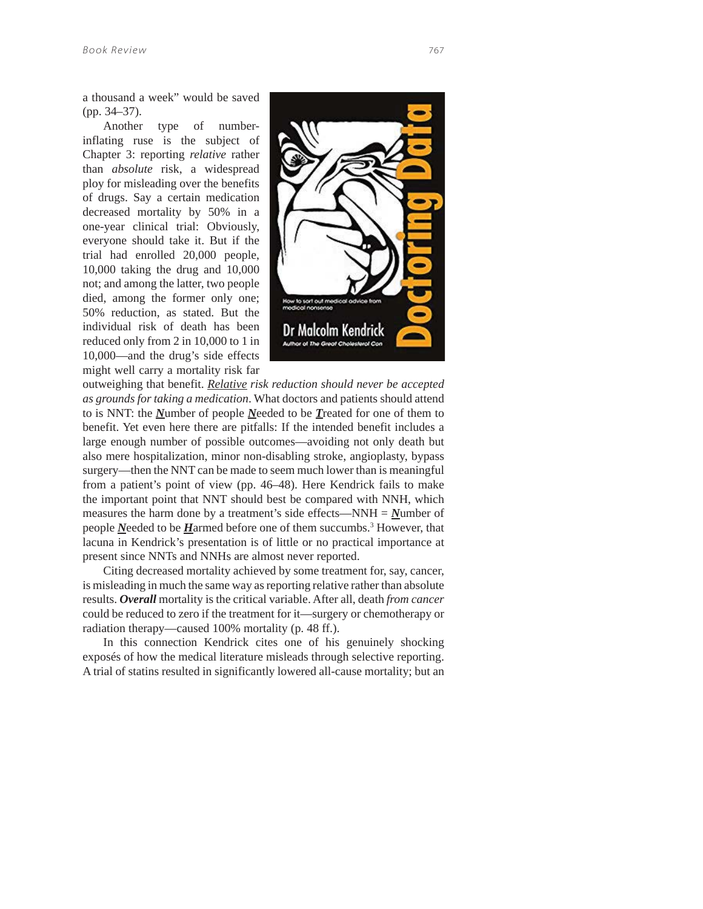a thousand a week" would be saved (pp. 34–37).

Another type of number-inflating ruse is the subject of Chapter 3: reporting *relative* rather than *absolute* risk, a widespread ploy for misleading over the benefits of drugs. Say a certain medication decreased mortality by 50% in a one-year clinical trial: Obviously, everyone should take it. But if the trial had enrolled 20,000 people, 10,000 taking the drug and 10,000 not; and among the latter, two people died, among the former only one; 50% reduction, as stated. But the individual risk of death has been reduced only from 2 in 10,000 to 1 in 10,000—and the drug's side effects might well carry a mortality risk far outweighing that benefit. ***Relative*** *risk reduction should never be accepted as grounds for taking a medication*. What doctors and patients should attend to is NNT: the ***N***umber of people ***N***eeded to be ***T***reated for one of them to benefit. Yet even here there are pitfalls: If the intended benefit includes a large enough number of possible outcomes—avoiding not only death but also mere hospitalization, minor non-disabling stroke, angioplasty, bypass surgery—then the NNT can be made to seem much lower than is meaningful from a patient's point of view (pp. 46–48). Here Kendrick fails to make the important point that NNT should best be compared with NNH, which measures the harm done by a treatment's side effects—NNH = ***N***umber of people ***N***eeded to be ***H***armed before one of them succumbs.[3] However, that lacuna in Kendrick's presentation is of little or no practical importance at present since NNTs and NNHs are almost never reported.

Citing decreased mortality achieved by some treatment for, say, cancer, is misleading in much the same way as reporting relative rather than absolute results. ***Overall*** mortality is the critical variable. After all, death *from cancer* could be reduced to zero if the treatment for it—surgery or chemotherapy or radiation therapy—caused 100% mortality (p. 48 ff.).

In this connection Kendrick cites one of his genuinely shocking exposés of how the medical literature misleads through selective reporting. A trial of statins resulted in significantly lowered all-cause mortality; but an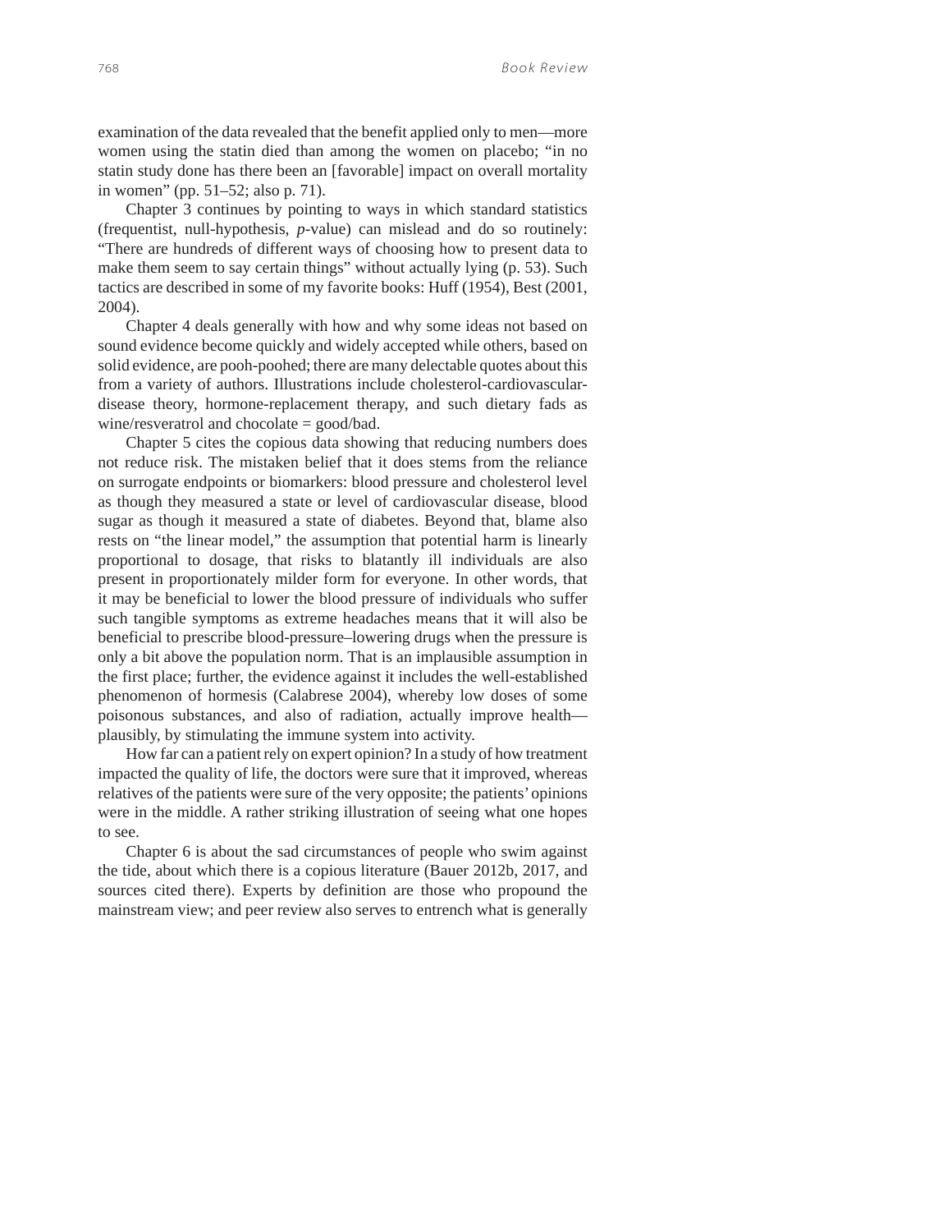examination of the data revealed that the benefit applied only to men—more women using the statin died than among the women on placebo; "in no statin study done has there been an [favorable] impact on overall mortality in women" (pp. 51–52; also p. 71).

Chapter 3 continues by pointing to ways in which standard statistics (frequentist, null-hypothesis, *p*-value) can mislead and do so routinely: "There are hundreds of different ways of choosing how to present data to make them seem to say certain things" without actually lying (p. 53). Such tactics are described in some of my favorite books: Huff (1954), Best (2001, 2004).

Chapter 4 deals generally with how and why some ideas not based on sound evidence become quickly and widely accepted while others, based on solid evidence, are pooh-poohed; there are many delectable quotes about this from a variety of authors. Illustrations include cholesterol-cardiovascular-disease theory, hormone-replacement therapy, and such dietary fads as wine/resveratrol and chocolate = good/bad.

Chapter 5 cites the copious data showing that reducing numbers does not reduce risk. The mistaken belief that it does stems from the reliance on surrogate endpoints or biomarkers: blood pressure and cholesterol level as though they measured a state or level of cardiovascular disease, blood sugar as though it measured a state of diabetes. Beyond that, blame also rests on "the linear model," the assumption that potential harm is linearly proportional to dosage, that risks to blatantly ill individuals are also present in proportionately milder form for everyone. In other words, that it may be beneficial to lower the blood pressure of individuals who suffer such tangible symptoms as extreme headaches means that it will also be beneficial to prescribe blood-pressure–lowering drugs when the pressure is only a bit above the population norm. That is an implausible assumption in the first place; further, the evidence against it includes the well-established phenomenon of hormesis (Calabrese 2004), whereby low doses of some poisonous substances, and also of radiation, actually improve health—plausibly, by stimulating the immune system into activity.

How far can a patient rely on expert opinion? In a study of how treatment impacted the quality of life, the doctors were sure that it improved, whereas relatives of the patients were sure of the very opposite; the patients' opinions were in the middle. A rather striking illustration of seeing what one hopes to see.

Chapter 6 is about the sad circumstances of people who swim against the tide, about which there is a copious literature (Bauer 2012b, 2017, and sources cited there). Experts by definition are those who propound the mainstream view; and peer review also serves to entrench what is generally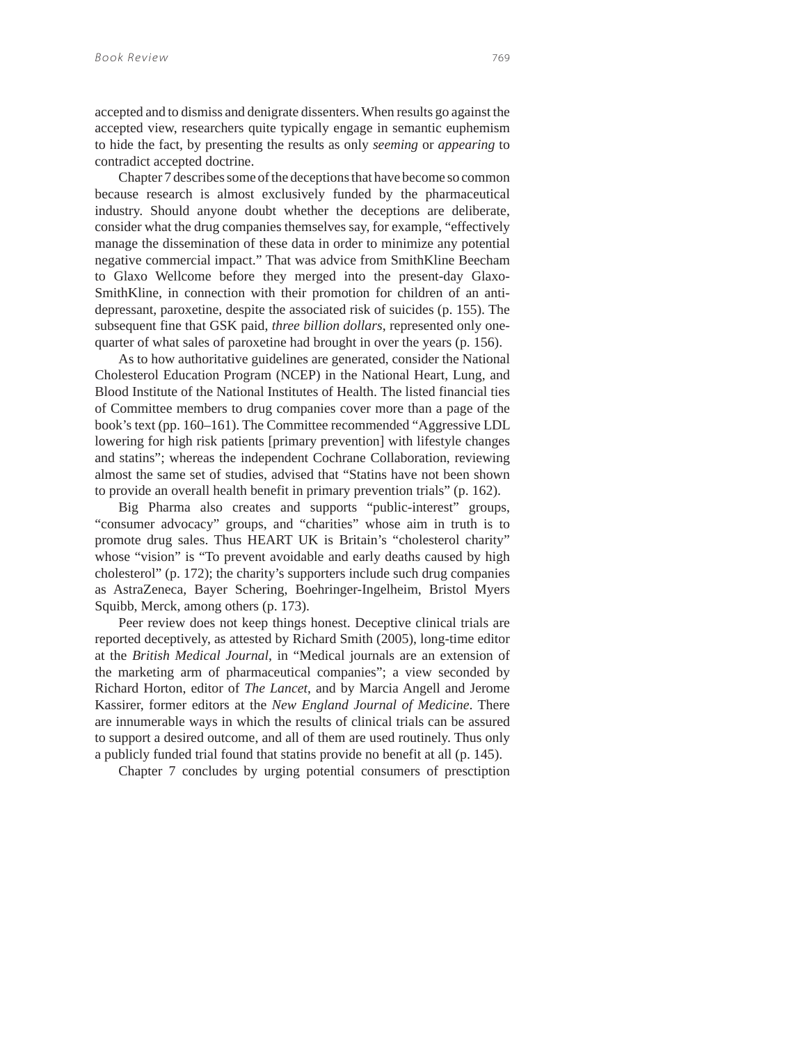accepted and to dismiss and denigrate dissenters. When results go against the accepted view, researchers quite typically engage in semantic euphemism to hide the fact, by presenting the results as only *seeming* or *appearing* to contradict accepted doctrine.

Chapter 7 describes some of the deceptions that have become so common because research is almost exclusively funded by the pharmaceutical industry. Should anyone doubt whether the deceptions are deliberate, consider what the drug companies themselves say, for example, "effectively manage the dissemination of these data in order to minimize any potential negative commercial impact." That was advice from SmithKline Beecham to Glaxo Wellcome before they merged into the present-day Glaxo-SmithKline, in connection with their promotion for children of an anti-depressant, paroxetine, despite the associated risk of suicides (p. 155). The subsequent fine that GSK paid, *three billion dollars*, represented only one-quarter of what sales of paroxetine had brought in over the years (p. 156).

As to how authoritative guidelines are generated, consider the National Cholesterol Education Program (NCEP) in the National Heart, Lung, and Blood Institute of the National Institutes of Health. The listed financial ties of Committee members to drug companies cover more than a page of the book's text (pp. 160–161). The Committee recommended "Aggressive LDL lowering for high risk patients [primary prevention] with lifestyle changes and statins"; whereas the independent Cochrane Collaboration, reviewing almost the same set of studies, advised that "Statins have not been shown to provide an overall health benefit in primary prevention trials" (p. 162).

Big Pharma also creates and supports "public-interest" groups, "consumer advocacy" groups, and "charities" whose aim in truth is to promote drug sales. Thus HEART UK is Britain's "cholesterol charity" whose "vision" is "To prevent avoidable and early deaths caused by high cholesterol" (p. 172); the charity's supporters include such drug companies as AstraZeneca, Bayer Schering, Boehringer-Ingelheim, Bristol Myers Squibb, Merck, among others (p. 173).

Peer review does not keep things honest. Deceptive clinical trials are reported deceptively, as attested by Richard Smith (2005), long-time editor at the *British Medical Journal*, in "Medical journals are an extension of the marketing arm of pharmaceutical companies"; a view seconded by Richard Horton, editor of *The Lancet*, and by Marcia Angell and Jerome Kassirer, former editors at the *New England Journal of Medicine*. There are innumerable ways in which the results of clinical trials can be assured to support a desired outcome, and all of them are used routinely. Thus only a publicly funded trial found that statins provide no benefit at all (p. 145).

Chapter 7 concludes by urging potential consumers of presctiption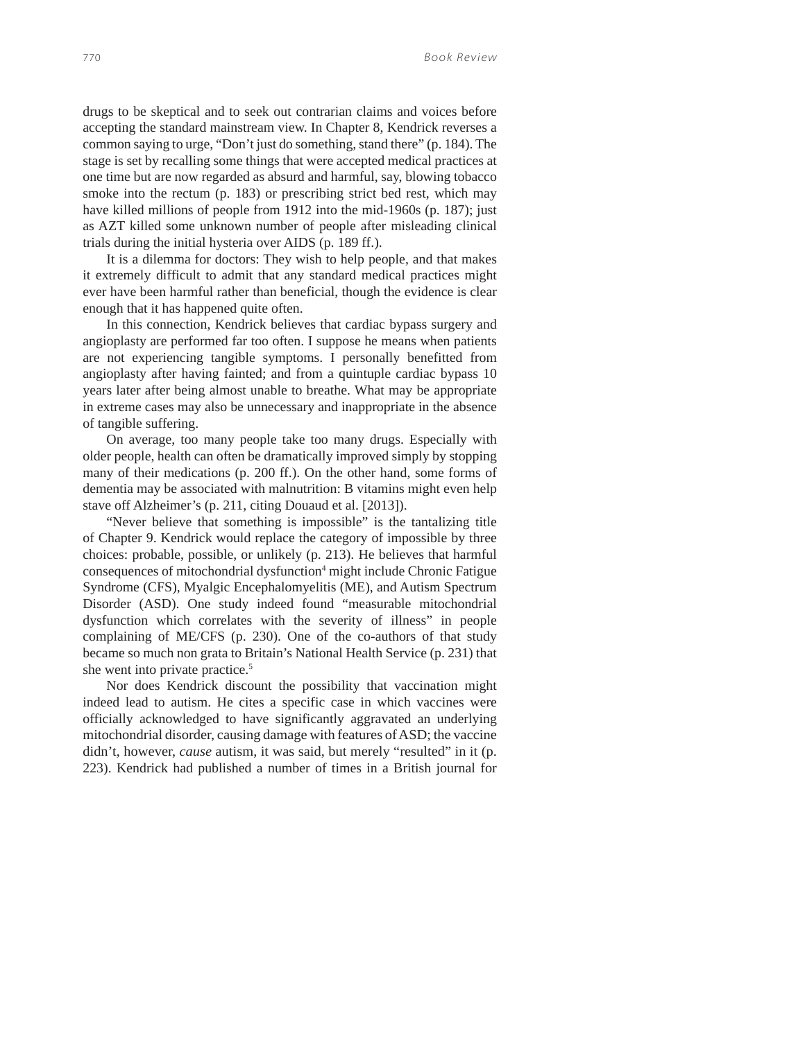drugs to be skeptical and to seek out contrarian claims and voices before accepting the standard mainstream view. In Chapter 8, Kendrick reverses a common saying to urge, "Don't just do something, stand there" (p. 184). The stage is set by recalling some things that were accepted medical practices at one time but are now regarded as absurd and harmful, say, blowing tobacco smoke into the rectum (p. 183) or prescribing strict bed rest, which may have killed millions of people from 1912 into the mid-1960s (p. 187); just as AZT killed some unknown number of people after misleading clinical trials during the initial hysteria over AIDS (p. 189 ff.).

It is a dilemma for doctors: They wish to help people, and that makes it extremely difficult to admit that any standard medical practices might ever have been harmful rather than beneficial, though the evidence is clear enough that it has happened quite often.

In this connection, Kendrick believes that cardiac bypass surgery and angioplasty are performed far too often. I suppose he means when patients are not experiencing tangible symptoms. I personally benefitted from angioplasty after having fainted; and from a quintuple cardiac bypass 10 years later after being almost unable to breathe. What may be appropriate in extreme cases may also be unnecessary and inappropriate in the absence of tangible suffering.

On average, too many people take too many drugs. Especially with older people, health can often be dramatically improved simply by stopping many of their medications (p. 200 ff.). On the other hand, some forms of dementia may be associated with malnutrition: B vitamins might even help stave off Alzheimer's (p. 211, citing Douaud et al. [2013]).

"Never believe that something is impossible" is the tantalizing title of Chapter 9. Kendrick would replace the category of impossible by three choices: probable, possible, or unlikely (p. 213). He believes that harmful consequences of mitochondrial dysfunction[4] might include Chronic Fatigue Syndrome (CFS), Myalgic Encephalomyelitis (ME), and Autism Spectrum Disorder (ASD). One study indeed found "measurable mitochondrial dysfunction which correlates with the severity of illness" in people complaining of ME/CFS (p. 230). One of the co-authors of that study became so much non grata to Britain's National Health Service (p. 231) that she went into private practice.[5]

Nor does Kendrick discount the possibility that vaccination might indeed lead to autism. He cites a specific case in which vaccines were officially acknowledged to have significantly aggravated an underlying mitochondrial disorder, causing damage with features of ASD; the vaccine didn't, however, *cause* autism, it was said, but merely "resulted" in it (p. 223). Kendrick had published a number of times in a British journal for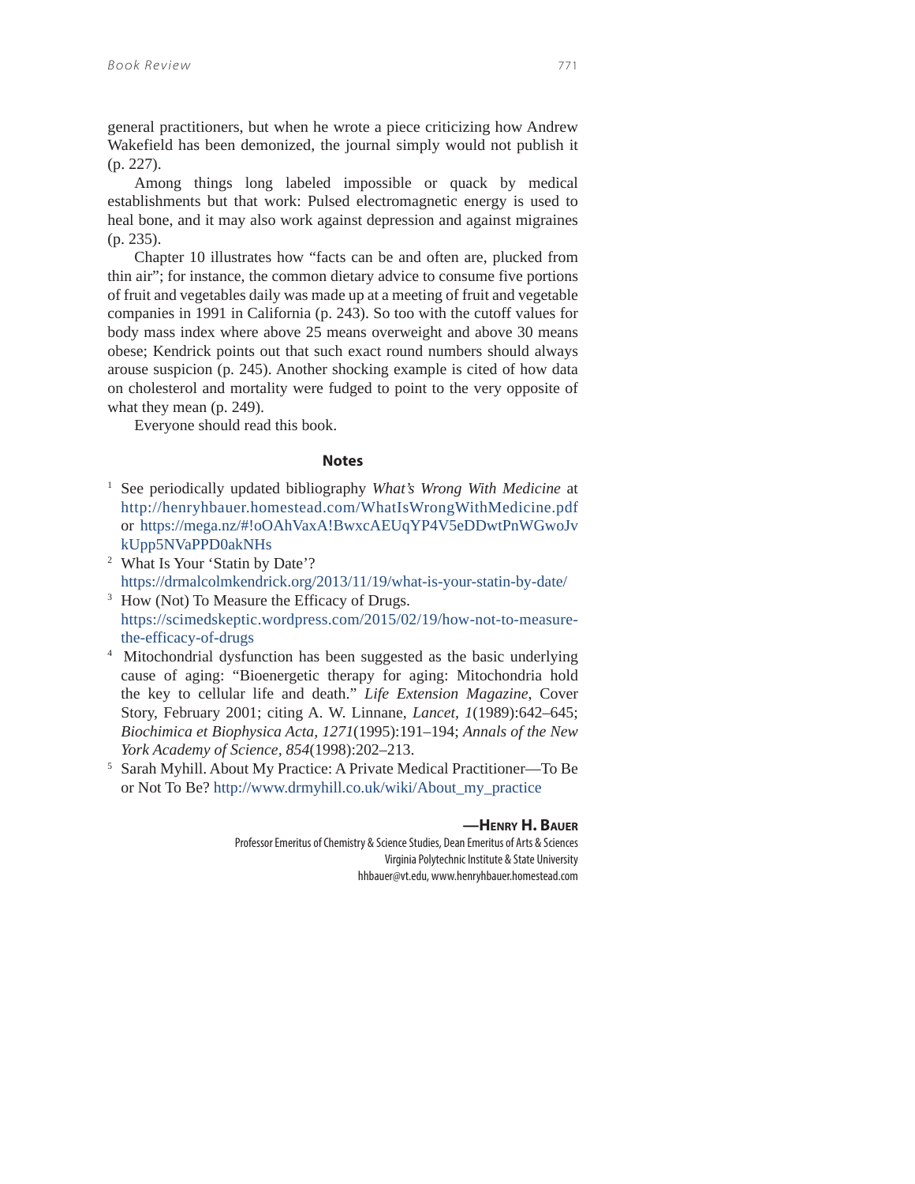general practitioners, but when he wrote a piece criticizing how Andrew Wakefield has been demonized, the journal simply would not publish it (p. 227).

Among things long labeled impossible or quack by medical establishments but that work: Pulsed electromagnetic energy is used to heal bone, and it may also work against depression and against migraines (p. 235).

Chapter 10 illustrates how "facts can be and often are, plucked from thin air"; for instance, the common dietary advice to consume five portions of fruit and vegetables daily was made up at a meeting of fruit and vegetable companies in 1991 in California (p. 243). So too with the cutoff values for body mass index where above 25 means overweight and above 30 means obese; Kendrick points out that such exact round numbers should always arouse suspicion (p. 245). Another shocking example is cited of how data on cholesterol and mortality were fudged to point to the very opposite of what they mean (p. 249).

Everyone should read this book.

## Notes

[1] See periodically updated bibliography *What's Wrong With Medicine* at http://henryhbauer.homestead.com/WhatIsWrongWithMedicine.pdf or https://mega.nz/#!oOAhVaxA!BwxcAEUqYP4V5eDDwtPnWGwoJvkUpp5NVaPPD0akNHs

[2] What Is Your 'Statin by Date'? https://drmalcolmkendrick.org/2013/11/19/what-is-your-statin-by-date/

[3] How (Not) To Measure the Efficacy of Drugs. https://scimedskeptic.wordpress.com/2015/02/19/how-not-to-measure-the-efficacy-of-drugs

[4] Mitochondrial dysfunction has been suggested as the basic underlying cause of aging: "Bioenergetic therapy for aging: Mitochondria hold the key to cellular life and death." *Life Extension Magazine*, Cover Story, February 2001; citing A. W. Linnane, *Lancet, 1*(1989):642–645; *Biochimica et Biophysica Acta, 1271*(1995):191–194; *Annals of the New York Academy of Science, 854*(1998):202–213.

[5] Sarah Myhill. About My Practice: A Private Medical Practitioner—To Be or Not To Be? http://www.drmyhill.co.uk/wiki/About_my_practice

**—Henry H. Bauer**

Professor Emeritus of Chemistry & Science Studies, Dean Emeritus of Arts & Sciences
Virginia Polytechnic Institute & State University
hhbauer@vt.edu, www.henryhbauer.homestead.com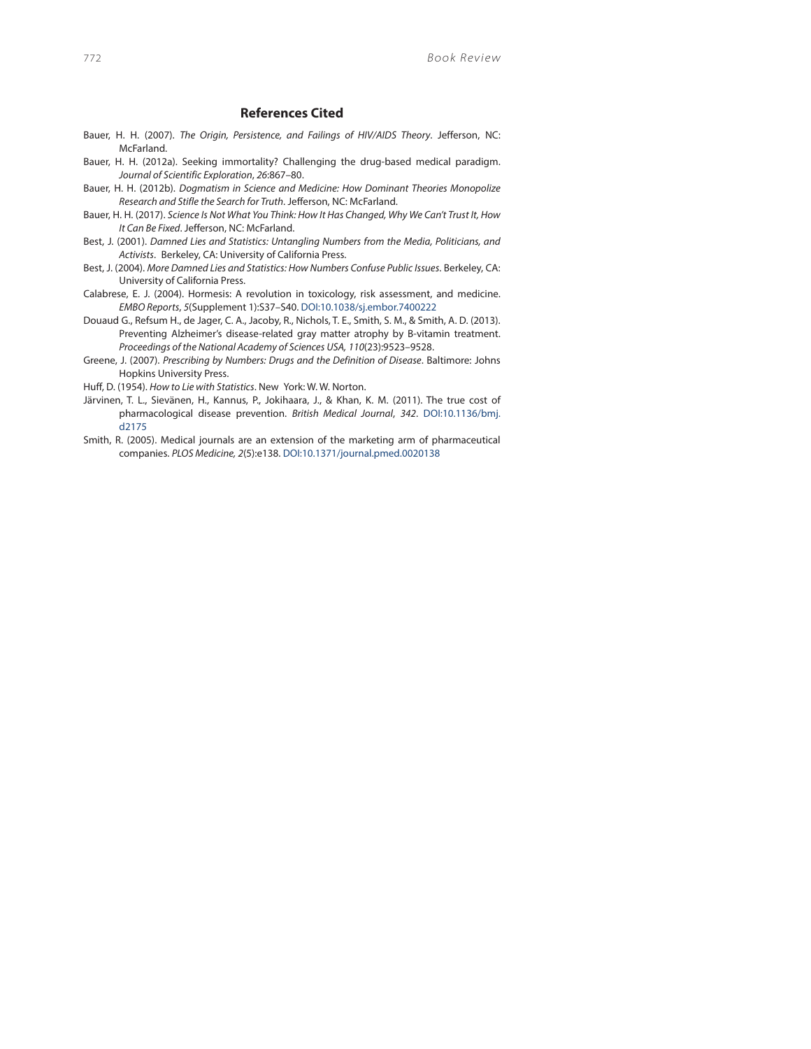## References Cited

Bauer, H. H. (2007). *The Origin, Persistence, and Failings of HIV/AIDS Theory*. Jefferson, NC: McFarland.

Bauer, H. H. (2012a). Seeking immortality? Challenging the drug-based medical paradigm. *Journal of Scientific Exploration*, *26*:867–80.

Bauer, H. H. (2012b). *Dogmatism in Science and Medicine: How Dominant Theories Monopolize Research and Stifle the Search for Truth*. Jefferson, NC: McFarland.

Bauer, H. H. (2017). *Science Is Not What You Think: How It Has Changed, Why We Can't Trust It, How It Can Be Fixed*. Jefferson, NC: McFarland.

Best, J. (2001). *Damned Lies and Statistics: Untangling Numbers from the Media, Politicians, and Activists*. Berkeley, CA: University of California Press.

Best, J. (2004). *More Damned Lies and Statistics: How Numbers Confuse Public Issues*. Berkeley, CA: University of California Press.

Calabrese, E. J. (2004). Hormesis: A revolution in toxicology, risk assessment, and medicine. *EMBO Reports*, *5*(Supplement 1):S37–S40. DOI:10.1038/sj.embor.7400222

Douaud G., Refsum H., de Jager, C. A., Jacoby, R., Nichols, T. E., Smith, S. M., & Smith, A. D. (2013). Preventing Alzheimer's disease-related gray matter atrophy by B-vitamin treatment. *Proceedings of the National Academy of Sciences USA, 110*(23):9523–9528.

Greene, J. (2007). *Prescribing by Numbers: Drugs and the Definition of Disease*. Baltimore: Johns Hopkins University Press.

Huff, D. (1954). *How to Lie with Statistics*. New York: W. W. Norton.

Järvinen, T. L., Sievänen, H., Kannus, P., Jokihaara, J., & Khan, K. M. (2011). The true cost of pharmacological disease prevention. *British Medical Journal*, *342*. DOI:10.1136/bmj.d2175

Smith, R. (2005). Medical journals are an extension of the marketing arm of pharmaceutical companies. *PLOS Medicine, 2*(5):e138. DOI:10.1371/journal.pmed.0020138